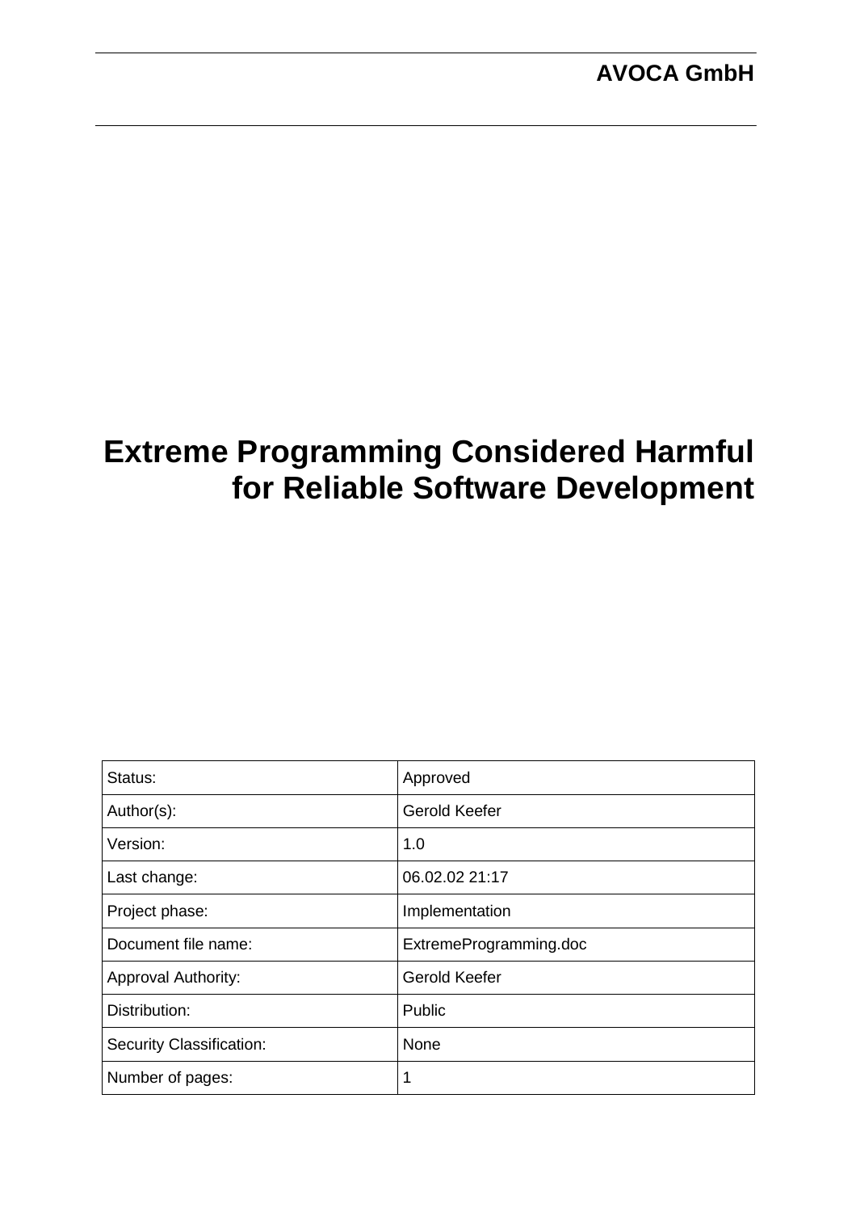**AVOCA GmbH**

# Extreme Programming Considered Harmful for Reliable Software Development

| | |
|---|---|
| Status: | Approved |
| Author(s): | Gerold Keefer |
| Version: | 1.0 |
| Last change: | 06.02.02 21:17 |
| Project phase: | Implementation |
| Document file name: | ExtremeProgramming.doc |
| Approval Authority: | Gerold Keefer |
| Distribution: | Public |
| Security Classification: | None |
| Number of pages: | 1 |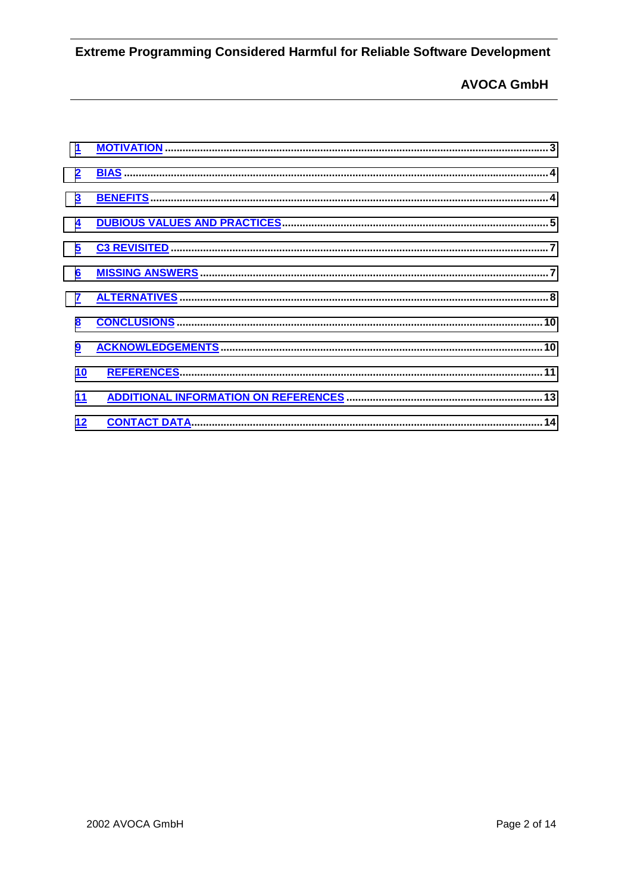1 MOTIVATION ..... 3

2 BIAS ..... 4

3 BENEFITS ..... 4

4 DUBIOUS VALUES AND PRACTICES ..... 5

5 C3 REVISITED ..... 7

6 MISSING ANSWERS ..... 7

7 ALTERNATIVES ..... 8

8 CONCLUSIONS ..... 10

9 ACKNOWLEDGEMENTS ..... 10

10 REFERENCES ..... 11

11 ADDITIONAL INFORMATION ON REFERENCES ..... 13

12 CONTACT DATA ..... 14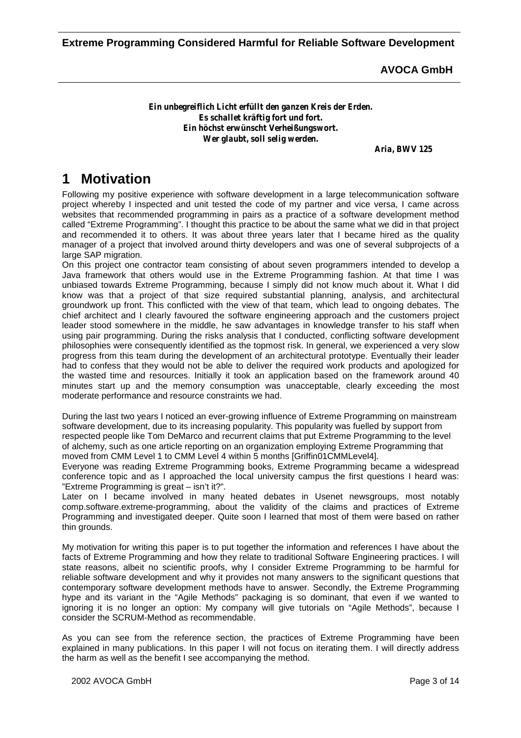*Ein unbegreiflich Licht erfüllt den ganzen Kreis der Erden.*
*Es schallet kräftig fort und fort.*
*Ein höchst erwünscht Verheißungswort.*
*Wer glaubt, soll selig werden.*

***Aria, BWV 125***

# 1 Motivation

Following my positive experience with software development in a large telecommunication software project whereby I inspected and unit tested the code of my partner and vice versa, I came across websites that recommended programming in pairs as a practice of a software development method called "Extreme Programming". I thought this practice to be about the same what we did in that project and recommended it to others. It was about three years later that I became hired as the quality manager of a project that involved around thirty developers and was one of several subprojects of a large SAP migration.

On this project one contractor team consisting of about seven programmers intended to develop a Java framework that others would use in the Extreme Programming fashion. At that time I was unbiased towards Extreme Programming, because I simply did not know much about it. What I did know was that a project of that size required substantial planning, analysis, and architectural groundwork up front. This conflicted with the view of that team, which lead to ongoing debates. The chief architect and I clearly favoured the software engineering approach and the customers project leader stood somewhere in the middle, he saw advantages in knowledge transfer to his staff when using pair programming. During the risks analysis that I conducted, conflicting software development philosophies were consequently identified as the topmost risk. In general, we experienced a very slow progress from this team during the development of an architectural prototype. Eventually their leader had to confess that they would not be able to deliver the required work products and apologized for the wasted time and resources. Initially it took an application based on the framework around 40 minutes start up and the memory consumption was unacceptable, clearly exceeding the most moderate performance and resource constraints we had.

During the last two years I noticed an ever-growing influence of Extreme Programming on mainstream software development, due to its increasing popularity. This popularity was fuelled by support from respected people like Tom DeMarco and recurrent claims that put Extreme Programming to the level of alchemy, such as one article reporting on an organization employing Extreme Programming that moved from CMM Level 1 to CMM Level 4 within 5 months [Griffin01CMMLevel4].

Everyone was reading Extreme Programming books, Extreme Programming became a widespread conference topic and as I approached the local university campus the first questions I heard was: "Extreme Programming is great – isn't it?".

Later on I became involved in many heated debates in Usenet newsgroups, most notably comp.software.extreme-programming, about the validity of the claims and practices of Extreme Programming and investigated deeper. Quite soon I learned that most of them were based on rather thin grounds.

My motivation for writing this paper is to put together the information and references I have about the facts of Extreme Programming and how they relate to traditional Software Engineering practices. I will state reasons, albeit no scientific proofs, why I consider Extreme Programming to be harmful for reliable software development and why it provides not many answers to the significant questions that contemporary software development methods have to answer. Secondly, the Extreme Programming hype and its variant in the "Agile Methods" packaging is so dominant, that even if we wanted to ignoring it is no longer an option: My company will give tutorials on "Agile Methods", because I consider the SCRUM-Method as recommendable.

As you can see from the reference section, the practices of Extreme Programming have been explained in many publications. In this paper I will not focus on iterating them. I will directly address the harm as well as the benefit I see accompanying the method.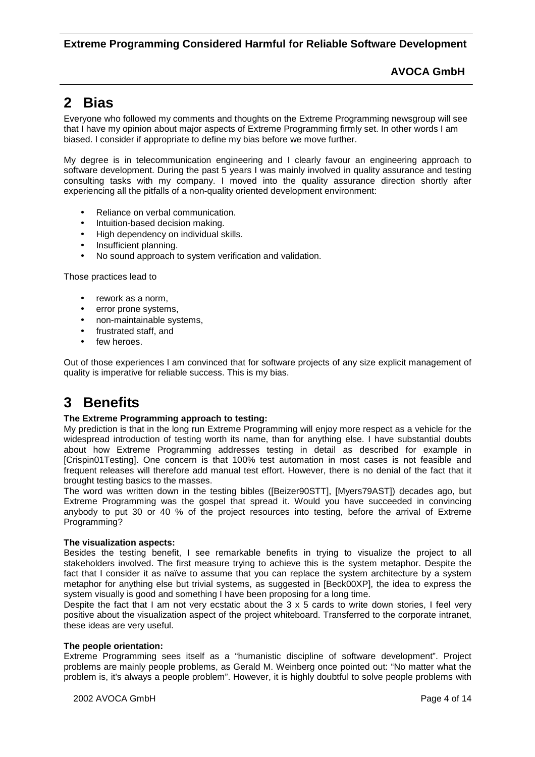# 2 Bias

Everyone who followed my comments and thoughts on the Extreme Programming newsgroup will see that I have my opinion about major aspects of Extreme Programming firmly set. In other words I am biased. I consider if appropriate to define my bias before we move further.

My degree is in telecommunication engineering and I clearly favour an engineering approach to software development. During the past 5 years I was mainly involved in quality assurance and testing consulting tasks with my company. I moved into the quality assurance direction shortly after experiencing all the pitfalls of a non-quality oriented development environment:

- Reliance on verbal communication.
- Intuition-based decision making.
- High dependency on individual skills.
- Insufficient planning.
- No sound approach to system verification and validation.

Those practices lead to

- rework as a norm,
- error prone systems,
- non-maintainable systems,
- frustrated staff, and
- few heroes.

Out of those experiences I am convinced that for software projects of any size explicit management of quality is imperative for reliable success. This is my bias.

# 3 Benefits

**The Extreme Programming approach to testing:**
My prediction is that in the long run Extreme Programming will enjoy more respect as a vehicle for the widespread introduction of testing worth its name, than for anything else. I have substantial doubts about how Extreme Programming addresses testing in detail as described for example in [Crispin01Testing]. One concern is that 100% test automation in most cases is not feasible and frequent releases will therefore add manual test effort. However, there is no denial of the fact that it brought testing basics to the masses.
The word was written down in the testing bibles ([Beizer90STT], [Myers79AST]) decades ago, but Extreme Programming was the gospel that spread it. Would you have succeeded in convincing anybody to put 30 or 40 % of the project resources into testing, before the arrival of Extreme Programming?

**The visualization aspects:**
Besides the testing benefit, I see remarkable benefits in trying to visualize the project to all stakeholders involved. The first measure trying to achieve this is the system metaphor. Despite the fact that I consider it as naïve to assume that you can replace the system architecture by a system metaphor for anything else but trivial systems, as suggested in [Beck00XP], the idea to express the system visually is good and something I have been proposing for a long time.
Despite the fact that I am not very ecstatic about the 3 x 5 cards to write down stories, I feel very positive about the visualization aspect of the project whiteboard. Transferred to the corporate intranet, these ideas are very useful.

**The people orientation:**
Extreme Programming sees itself as a "humanistic discipline of software development". Project problems are mainly people problems, as Gerald M. Weinberg once pointed out: "No matter what the problem is, it's always a people problem". However, it is highly doubtful to solve people problems with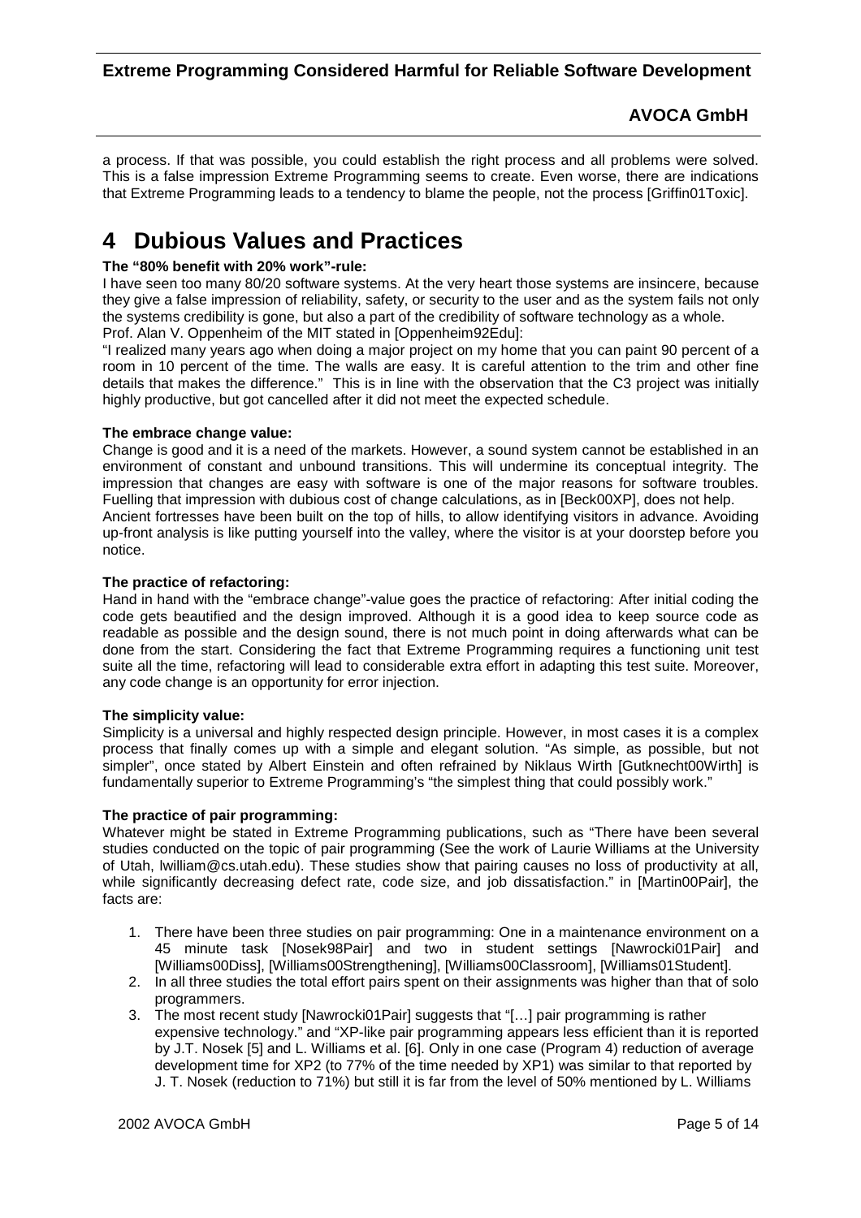a process. If that was possible, you could establish the right process and all problems were solved. This is a false impression Extreme Programming seems to create. Even worse, there are indications that Extreme Programming leads to a tendency to blame the people, not the process [Griffin01Toxic].

# 4 Dubious Values and Practices

**The "80% benefit with 20% work"-rule:**

I have seen too many 80/20 software systems. At the very heart those systems are insincere, because they give a false impression of reliability, safety, or security to the user and as the system fails not only the systems credibility is gone, but also a part of the credibility of software technology as a whole.
Prof. Alan V. Oppenheim of the MIT stated in [Oppenheim92Edu]:
"I realized many years ago when doing a major project on my home that you can paint 90 percent of a room in 10 percent of the time. The walls are easy. It is careful attention to the trim and other fine details that makes the difference." This is in line with the observation that the C3 project was initially highly productive, but got cancelled after it did not meet the expected schedule.

**The embrace change value:**

Change is good and it is a need of the markets. However, a sound system cannot be established in an environment of constant and unbound transitions. This will undermine its conceptual integrity. The impression that changes are easy with software is one of the major reasons for software troubles. Fuelling that impression with dubious cost of change calculations, as in [Beck00XP], does not help.
Ancient fortresses have been built on the top of hills, to allow identifying visitors in advance. Avoiding up-front analysis is like putting yourself into the valley, where the visitor is at your doorstep before you notice.

**The practice of refactoring:**

Hand in hand with the "embrace change"-value goes the practice of refactoring: After initial coding the code gets beautified and the design improved. Although it is a good idea to keep source code as readable as possible and the design sound, there is not much point in doing afterwards what can be done from the start. Considering the fact that Extreme Programming requires a functioning unit test suite all the time, refactoring will lead to considerable extra effort in adapting this test suite. Moreover, any code change is an opportunity for error injection.

**The simplicity value:**

Simplicity is a universal and highly respected design principle. However, in most cases it is a complex process that finally comes up with a simple and elegant solution. "As simple, as possible, but not simpler", once stated by Albert Einstein and often refrained by Niklaus Wirth [Gutknecht00Wirth] is fundamentally superior to Extreme Programming's "the simplest thing that could possibly work."

**The practice of pair programming:**

Whatever might be stated in Extreme Programming publications, such as "There have been several studies conducted on the topic of pair programming (See the work of Laurie Williams at the University of Utah, lwilliam@cs.utah.edu). These studies show that pairing causes no loss of productivity at all, while significantly decreasing defect rate, code size, and job dissatisfaction." in [Martin00Pair], the facts are:

1. There have been three studies on pair programming: One in a maintenance environment on a 45 minute task [Nosek98Pair] and two in student settings [Nawrocki01Pair] and [Williams00Diss], [Williams00Strengthening], [Williams00Classroom], [Williams01Student].
2. In all three studies the total effort pairs spent on their assignments was higher than that of solo programmers.
3. The most recent study [Nawrocki01Pair] suggests that "[…] pair programming is rather expensive technology." and "XP-like pair programming appears less efficient than it is reported by J.T. Nosek [5] and L. Williams et al. [6]. Only in one case (Program 4) reduction of average development time for XP2 (to 77% of the time needed by XP1) was similar to that reported by J. T. Nosek (reduction to 71%) but still it is far from the level of 50% mentioned by L. Williams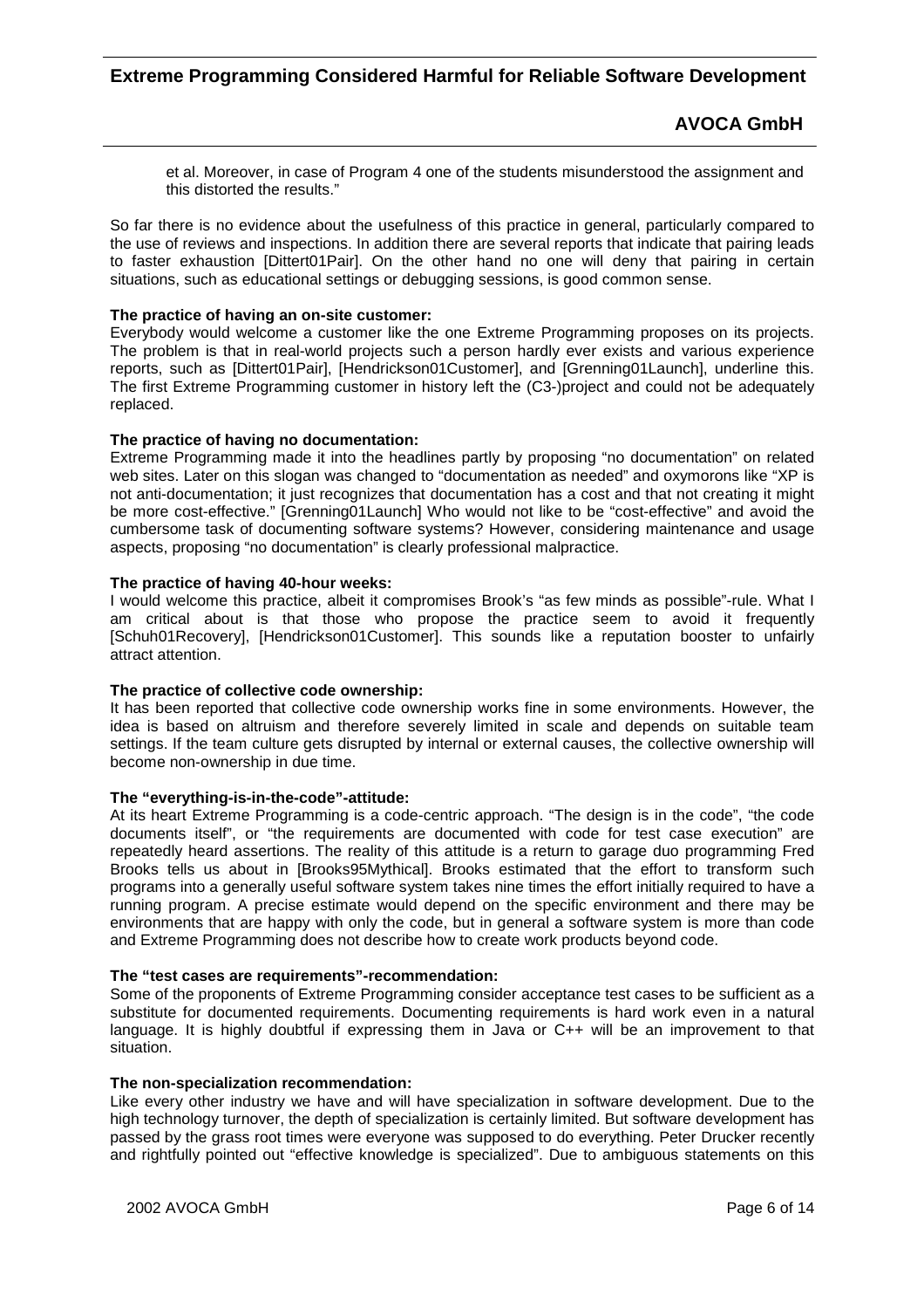> et al. Moreover, in case of Program 4 one of the students misunderstood the assignment and this distorted the results."

So far there is no evidence about the usefulness of this practice in general, particularly compared to the use of reviews and inspections. In addition there are several reports that indicate that pairing leads to faster exhaustion [Dittert01Pair]. On the other hand no one will deny that pairing in certain situations, such as educational settings or debugging sessions, is good common sense.

**The practice of having an on-site customer:**
Everybody would welcome a customer like the one Extreme Programming proposes on its projects. The problem is that in real-world projects such a person hardly ever exists and various experience reports, such as [Dittert01Pair], [Hendrickson01Customer], and [Grenning01Launch], underline this. The first Extreme Programming customer in history left the (C3-)project and could not be adequately replaced.

**The practice of having no documentation:**
Extreme Programming made it into the headlines partly by proposing "no documentation" on related web sites. Later on this slogan was changed to "documentation as needed" and oxymorons like "XP is not anti-documentation; it just recognizes that documentation has a cost and that not creating it might be more cost-effective." [Grenning01Launch] Who would not like to be "cost-effective" and avoid the cumbersome task of documenting software systems? However, considering maintenance and usage aspects, proposing "no documentation" is clearly professional malpractice.

**The practice of having 40-hour weeks:**
I would welcome this practice, albeit it compromises Brook's "as few minds as possible"-rule. What I am critical about is that those who propose the practice seem to avoid it frequently [Schuh01Recovery], [Hendrickson01Customer]. This sounds like a reputation booster to unfairly attract attention.

**The practice of collective code ownership:**
It has been reported that collective code ownership works fine in some environments. However, the idea is based on altruism and therefore severely limited in scale and depends on suitable team settings. If the team culture gets disrupted by internal or external causes, the collective ownership will become non-ownership in due time.

**The "everything-is-in-the-code"-attitude:**
At its heart Extreme Programming is a code-centric approach. "The design is in the code", "the code documents itself", or "the requirements are documented with code for test case execution" are repeatedly heard assertions. The reality of this attitude is a return to garage duo programming Fred Brooks tells us about in [Brooks95Mythical]. Brooks estimated that the effort to transform such programs into a generally useful software system takes nine times the effort initially required to have a running program. A precise estimate would depend on the specific environment and there may be environments that are happy with only the code, but in general a software system is more than code and Extreme Programming does not describe how to create work products beyond code.

**The "test cases are requirements"-recommendation:**
Some of the proponents of Extreme Programming consider acceptance test cases to be sufficient as a substitute for documented requirements. Documenting requirements is hard work even in a natural language. It is highly doubtful if expressing them in Java or C++ will be an improvement to that situation.

**The non-specialization recommendation:**
Like every other industry we have and will have specialization in software development. Due to the high technology turnover, the depth of specialization is certainly limited. But software development has passed by the grass root times were everyone was supposed to do everything. Peter Drucker recently and rightfully pointed out "effective knowledge is specialized". Due to ambiguous statements on this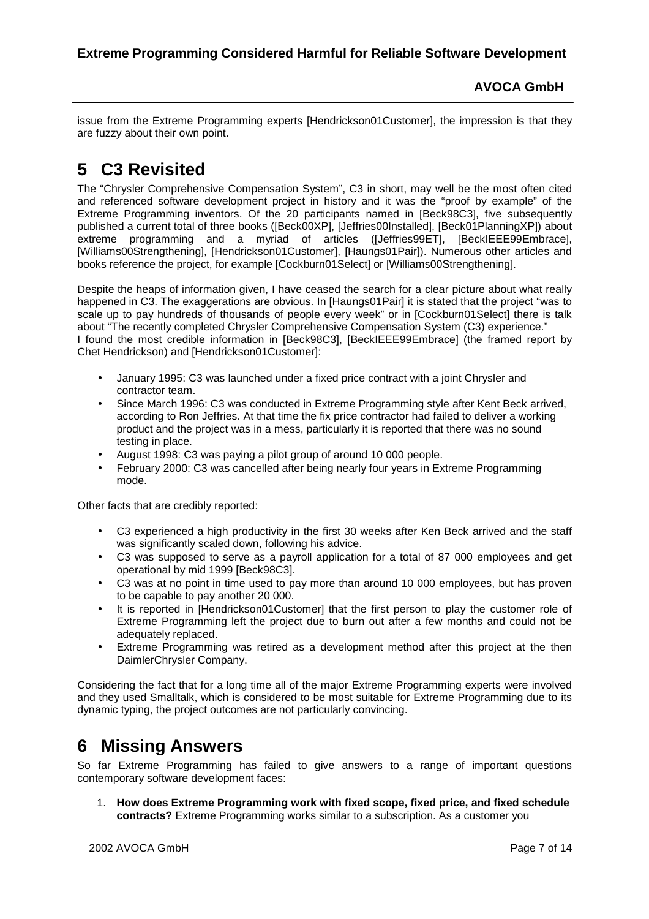issue from the Extreme Programming experts [Hendrickson01Customer], the impression is that they are fuzzy about their own point.

# 5 C3 Revisited

The "Chrysler Comprehensive Compensation System", C3 in short, may well be the most often cited and referenced software development project in history and it was the "proof by example" of the Extreme Programming inventors. Of the 20 participants named in [Beck98C3], five subsequently published a current total of three books ([Beck00XP], [Jeffries00Installed], [Beck01PlanningXP]) about extreme programming and a myriad of articles ([Jeffries99ET], [BeckIEEE99Embrace], [Williams00Strengthening], [Hendrickson01Customer], [Haungs01Pair]). Numerous other articles and books reference the project, for example [Cockburn01Select] or [Williams00Strengthening].

Despite the heaps of information given, I have ceased the search for a clear picture about what really happened in C3. The exaggerations are obvious. In [Haungs01Pair] it is stated that the project "was to scale up to pay hundreds of thousands of people every week" or in [Cockburn01Select] there is talk about "The recently completed Chrysler Comprehensive Compensation System (C3) experience."
I found the most credible information in [Beck98C3], [BeckIEEE99Embrace] (the framed report by Chet Hendrickson) and [Hendrickson01Customer]:

- January 1995: C3 was launched under a fixed price contract with a joint Chrysler and contractor team.
- Since March 1996: C3 was conducted in Extreme Programming style after Kent Beck arrived, according to Ron Jeffries. At that time the fix price contractor had failed to deliver a working product and the project was in a mess, particularly it is reported that there was no sound testing in place.
- August 1998: C3 was paying a pilot group of around 10 000 people.
- February 2000: C3 was cancelled after being nearly four years in Extreme Programming mode.

Other facts that are credibly reported:

- C3 experienced a high productivity in the first 30 weeks after Ken Beck arrived and the staff was significantly scaled down, following his advice.
- C3 was supposed to serve as a payroll application for a total of 87 000 employees and get operational by mid 1999 [Beck98C3].
- C3 was at no point in time used to pay more than around 10 000 employees, but has proven to be capable to pay another 20 000.
- It is reported in [Hendrickson01Customer] that the first person to play the customer role of Extreme Programming left the project due to burn out after a few months and could not be adequately replaced.
- Extreme Programming was retired as a development method after this project at the then DaimlerChrysler Company.

Considering the fact that for a long time all of the major Extreme Programming experts were involved and they used Smalltalk, which is considered to be most suitable for Extreme Programming due to its dynamic typing, the project outcomes are not particularly convincing.

# 6 Missing Answers

So far Extreme Programming has failed to give answers to a range of important questions contemporary software development faces:

1. **How does Extreme Programming work with fixed scope, fixed price, and fixed schedule contracts?** Extreme Programming works similar to a subscription. As a customer you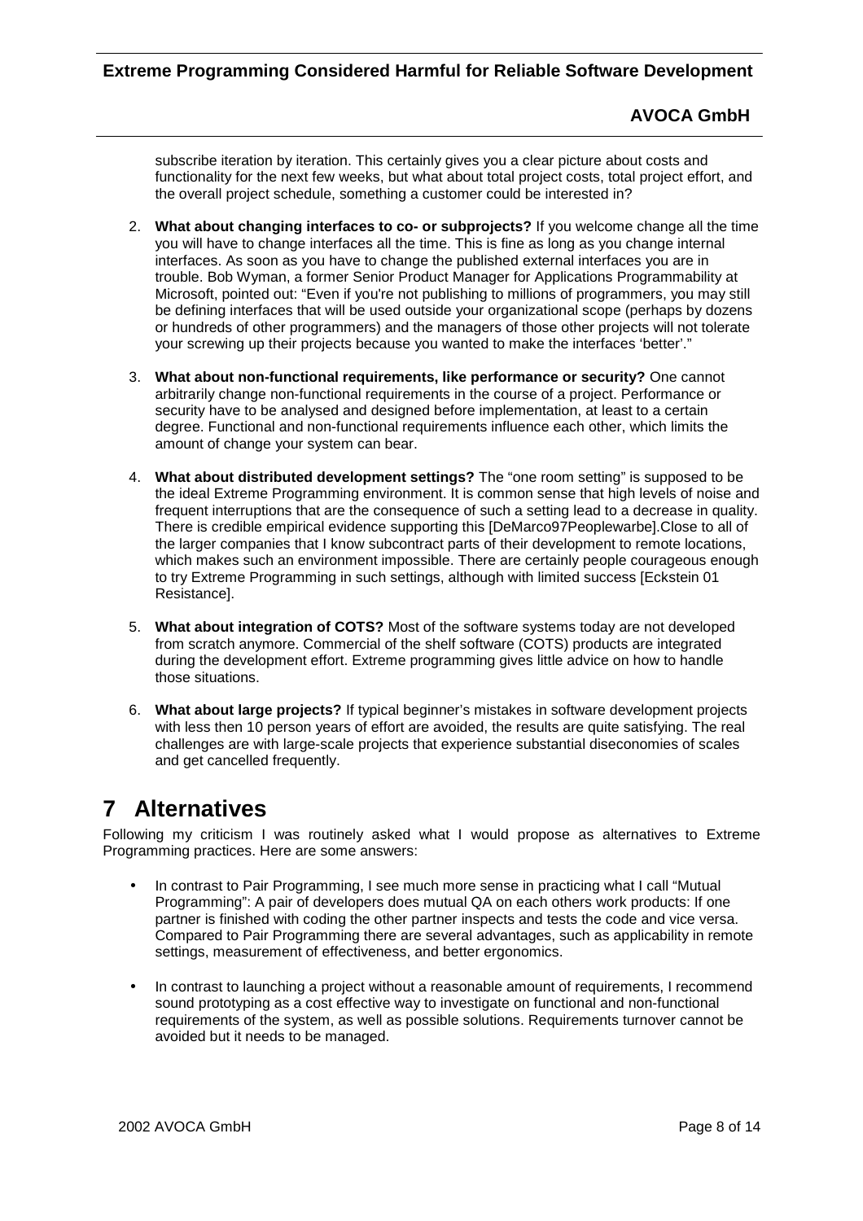subscribe iteration by iteration. This certainly gives you a clear picture about costs and functionality for the next few weeks, but what about total project costs, total project effort, and the overall project schedule, something a customer could be interested in?

2. **What about changing interfaces to co- or subprojects?** If you welcome change all the time you will have to change interfaces all the time. This is fine as long as you change internal interfaces. As soon as you have to change the published external interfaces you are in trouble. Bob Wyman, a former Senior Product Manager for Applications Programmability at Microsoft, pointed out: "Even if you're not publishing to millions of programmers, you may still be defining interfaces that will be used outside your organizational scope (perhaps by dozens or hundreds of other programmers) and the managers of those other projects will not tolerate your screwing up their projects because you wanted to make the interfaces 'better'."

3. **What about non-functional requirements, like performance or security?** One cannot arbitrarily change non-functional requirements in the course of a project. Performance or security have to be analysed and designed before implementation, at least to a certain degree. Functional and non-functional requirements influence each other, which limits the amount of change your system can bear.

4. **What about distributed development settings?** The "one room setting" is supposed to be the ideal Extreme Programming environment. It is common sense that high levels of noise and frequent interruptions that are the consequence of such a setting lead to a decrease in quality. There is credible empirical evidence supporting this [DeMarco97Peoplewarbe].Close to all of the larger companies that I know subcontract parts of their development to remote locations, which makes such an environment impossible. There are certainly people courageous enough to try Extreme Programming in such settings, although with limited success [Eckstein 01 Resistance].

5. **What about integration of COTS?** Most of the software systems today are not developed from scratch anymore. Commercial of the shelf software (COTS) products are integrated during the development effort. Extreme programming gives little advice on how to handle those situations.

6. **What about large projects?** If typical beginner's mistakes in software development projects with less then 10 person years of effort are avoided, the results are quite satisfying. The real challenges are with large-scale projects that experience substantial diseconomies of scales and get cancelled frequently.

# 7 Alternatives

Following my criticism I was routinely asked what I would propose as alternatives to Extreme Programming practices. Here are some answers:

- In contrast to Pair Programming, I see much more sense in practicing what I call "Mutual Programming": A pair of developers does mutual QA on each others work products: If one partner is finished with coding the other partner inspects and tests the code and vice versa. Compared to Pair Programming there are several advantages, such as applicability in remote settings, measurement of effectiveness, and better ergonomics.

- In contrast to launching a project without a reasonable amount of requirements, I recommend sound prototyping as a cost effective way to investigate on functional and non-functional requirements of the system, as well as possible solutions. Requirements turnover cannot be avoided but it needs to be managed.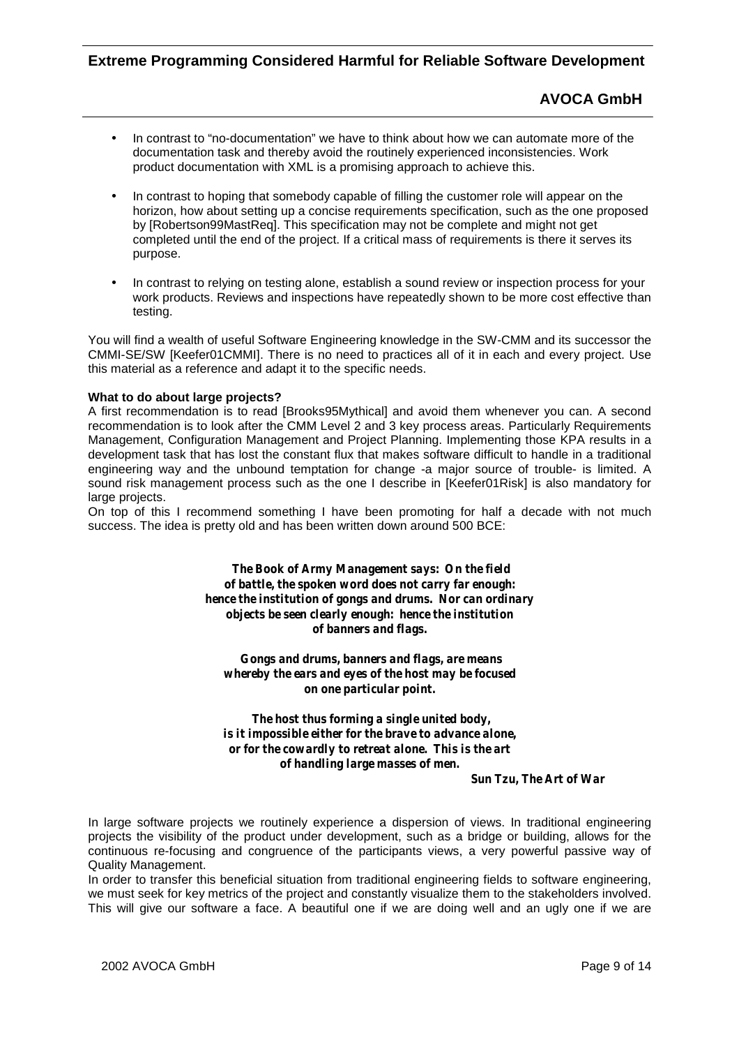- In contrast to "no-documentation" we have to think about how we can automate more of the documentation task and thereby avoid the routinely experienced inconsistencies. Work product documentation with XML is a promising approach to achieve this.

- In contrast to hoping that somebody capable of filling the customer role will appear on the horizon, how about setting up a concise requirements specification, such as the one proposed by [Robertson99MastReq]. This specification may not be complete and might not get completed until the end of the project. If a critical mass of requirements is there it serves its purpose.

- In contrast to relying on testing alone, establish a sound review or inspection process for your work products. Reviews and inspections have repeatedly shown to be more cost effective than testing.

You will find a wealth of useful Software Engineering knowledge in the SW-CMM and its successor the CMMI-SE/SW [Keefer01CMMI]. There is no need to practices all of it in each and every project. Use this material as a reference and adapt it to the specific needs.

**What to do about large projects?**
A first recommendation is to read [Brooks95Mythical] and avoid them whenever you can. A second recommendation is to look after the CMM Level 2 and 3 key process areas. Particularly Requirements Management, Configuration Management and Project Planning. Implementing those KPA results in a development task that has lost the constant flux that makes software difficult to handle in a traditional engineering way and the unbound temptation for change -a major source of trouble- is limited. A sound risk management process such as the one I describe in [Keefer01Risk] is also mandatory for large projects.
On top of this I recommend something I have been promoting for half a decade with not much success. The idea is pretty old and has been written down around 500 BCE:

> ***The Book of Army Management says: On the field of battle, the spoken word does not carry far enough: hence the institution of gongs and drums. Nor can ordinary objects be seen clearly enough: hence the institution of banners and flags.***
>
> ***Gongs and drums, banners and flags, are means whereby the ears and eyes of the host may be focused on one particular point.***
>
> ***The host thus forming a single united body, is it impossible either for the brave to advance alone, or for the cowardly to retreat alone. This is the art of handling large masses of men.***
>
> ***Sun Tzu, The Art of War***

In large software projects we routinely experience a dispersion of views. In traditional engineering projects the visibility of the product under development, such as a bridge or building, allows for the continuous re-focusing and congruence of the participants views, a very powerful passive way of Quality Management.
In order to transfer this beneficial situation from traditional engineering fields to software engineering, we must seek for key metrics of the project and constantly visualize them to the stakeholders involved. This will give our software a face. A beautiful one if we are doing well and an ugly one if we are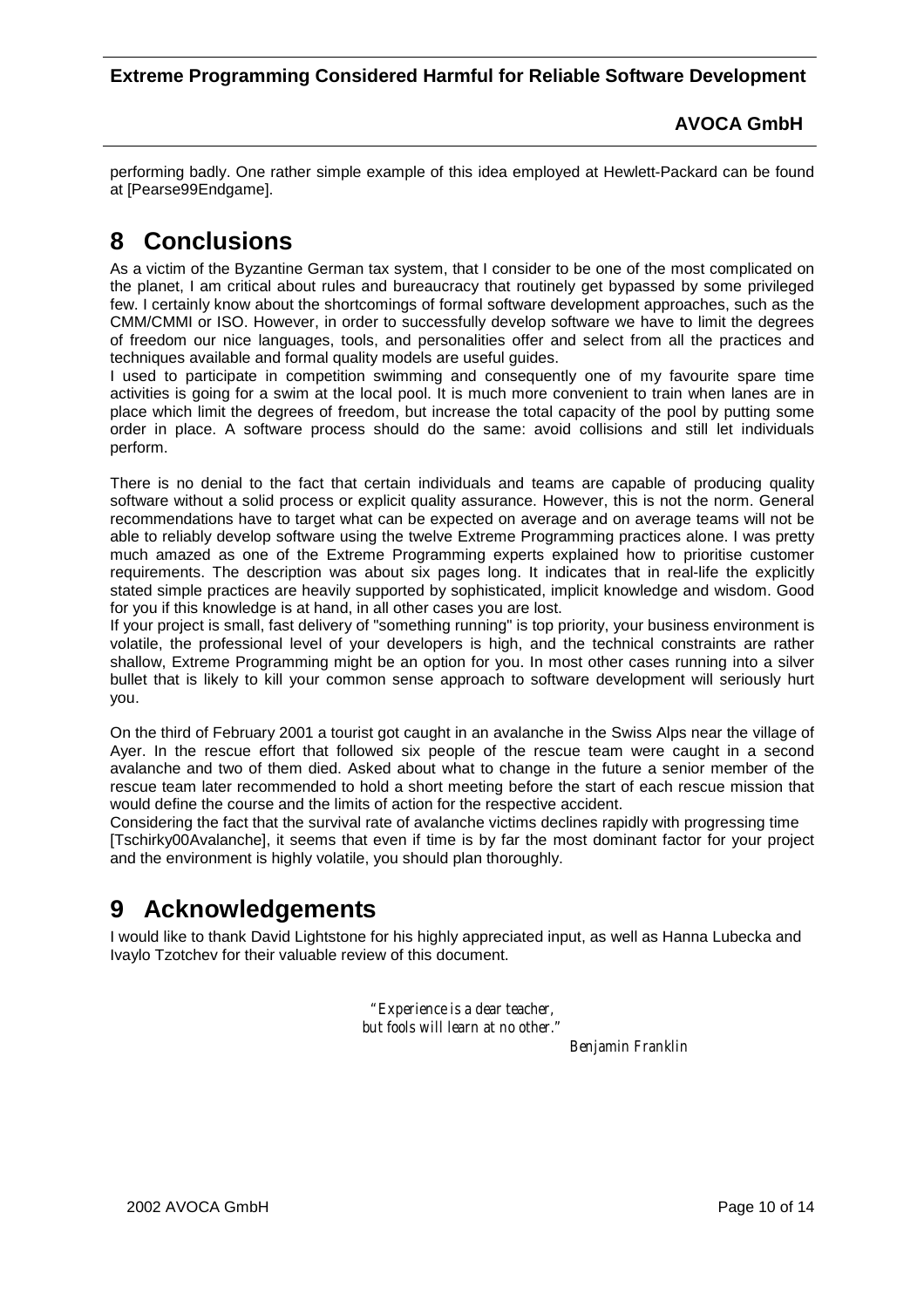performing badly. One rather simple example of this idea employed at Hewlett-Packard can be found at [Pearse99Endgame].

# 8 Conclusions

As a victim of the Byzantine German tax system, that I consider to be one of the most complicated on the planet, I am critical about rules and bureaucracy that routinely get bypassed by some privileged few. I certainly know about the shortcomings of formal software development approaches, such as the CMM/CMMI or ISO. However, in order to successfully develop software we have to limit the degrees of freedom our nice languages, tools, and personalities offer and select from all the practices and techniques available and formal quality models are useful guides.

I used to participate in competition swimming and consequently one of my favourite spare time activities is going for a swim at the local pool. It is much more convenient to train when lanes are in place which limit the degrees of freedom, but increase the total capacity of the pool by putting some order in place. A software process should do the same: avoid collisions and still let individuals perform.

There is no denial to the fact that certain individuals and teams are capable of producing quality software without a solid process or explicit quality assurance. However, this is not the norm. General recommendations have to target what can be expected on average and on average teams will not be able to reliably develop software using the twelve Extreme Programming practices alone. I was pretty much amazed as one of the Extreme Programming experts explained how to prioritise customer requirements. The description was about six pages long. It indicates that in real-life the explicitly stated simple practices are heavily supported by sophisticated, implicit knowledge and wisdom. Good for you if this knowledge is at hand, in all other cases you are lost.

If your project is small, fast delivery of "something running" is top priority, your business environment is volatile, the professional level of your developers is high, and the technical constraints are rather shallow, Extreme Programming might be an option for you. In most other cases running into a silver bullet that is likely to kill your common sense approach to software development will seriously hurt you.

On the third of February 2001 a tourist got caught in an avalanche in the Swiss Alps near the village of Ayer. In the rescue effort that followed six people of the rescue team were caught in a second avalanche and two of them died. Asked about what to change in the future a senior member of the rescue team later recommended to hold a short meeting before the start of each rescue mission that would define the course and the limits of action for the respective accident.

Considering the fact that the survival rate of avalanche victims declines rapidly with progressing time [Tschirky00Avalanche], it seems that even if time is by far the most dominant factor for your project and the environment is highly volatile, you should plan thoroughly.

# 9 Acknowledgements

I would like to thank David Lightstone for his highly appreciated input, as well as Hanna Lubecka and Ivaylo Tzotchev for their valuable review of this document.

*"Experience is a dear teacher,*
*but fools will learn at no other."*

*Benjamin Franklin*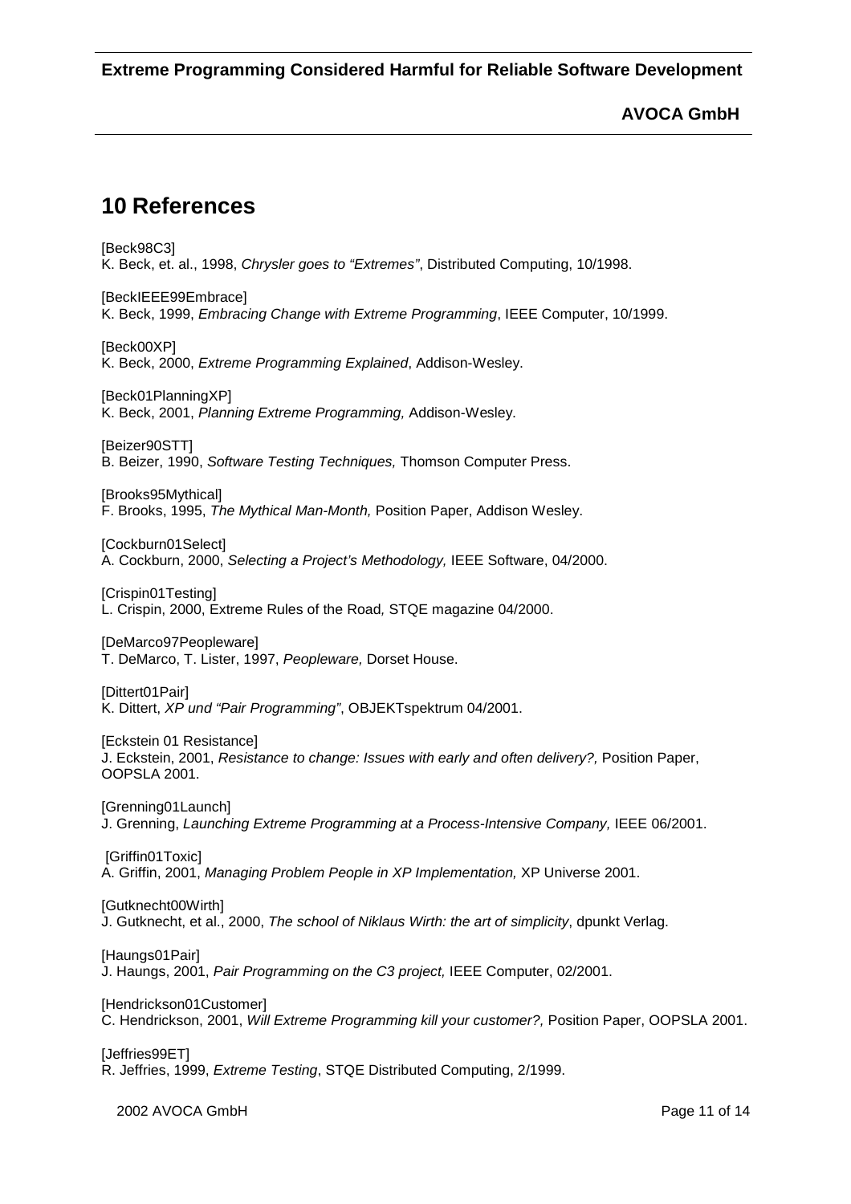# 10 References

[Beck98C3]
K. Beck, et. al., 1998, *Chrysler goes to "Extremes"*, Distributed Computing, 10/1998.

[BeckIEEE99Embrace]
K. Beck, 1999, *Embracing Change with Extreme Programming*, IEEE Computer, 10/1999.

[Beck00XP]
K. Beck, 2000, *Extreme Programming Explained*, Addison-Wesley.

[Beck01PlanningXP]
K. Beck, 2001, *Planning Extreme Programming,* Addison-Wesley.

[Beizer90STT]
B. Beizer, 1990, *Software Testing Techniques,* Thomson Computer Press.

[Brooks95Mythical]
F. Brooks, 1995, *The Mythical Man-Month,* Position Paper, Addison Wesley.

[Cockburn01Select]
A. Cockburn, 2000, *Selecting a Project's Methodology,* IEEE Software, 04/2000.

[Crispin01Testing]
L. Crispin, 2000, Extreme Rules of the Road*,* STQE magazine 04/2000.

[DeMarco97Peopleware]
T. DeMarco, T. Lister, 1997, *Peopleware,* Dorset House.

[Dittert01Pair]
K. Dittert, *XP und "Pair Programming"*, OBJEKTspektrum 04/2001.

[Eckstein 01 Resistance]
J. Eckstein, 2001, *Resistance to change: Issues with early and often delivery?,* Position Paper, OOPSLA 2001.

[Grenning01Launch]
J. Grenning, *Launching Extreme Programming at a Process-Intensive Company,* IEEE 06/2001.

[Griffin01Toxic]
A. Griffin, 2001, *Managing Problem People in XP Implementation,* XP Universe 2001.

[Gutknecht00Wirth]
J. Gutknecht, et al., 2000, *The school of Niklaus Wirth: the art of simplicity*, dpunkt Verlag.

[Haungs01Pair]
J. Haungs, 2001, *Pair Programming on the C3 project,* IEEE Computer, 02/2001.

[Hendrickson01Customer]
C. Hendrickson, 2001, *Will Extreme Programming kill your customer?,* Position Paper, OOPSLA 2001.

[Jeffries99ET]
R. Jeffries, 1999, *Extreme Testing*, STQE Distributed Computing, 2/1999.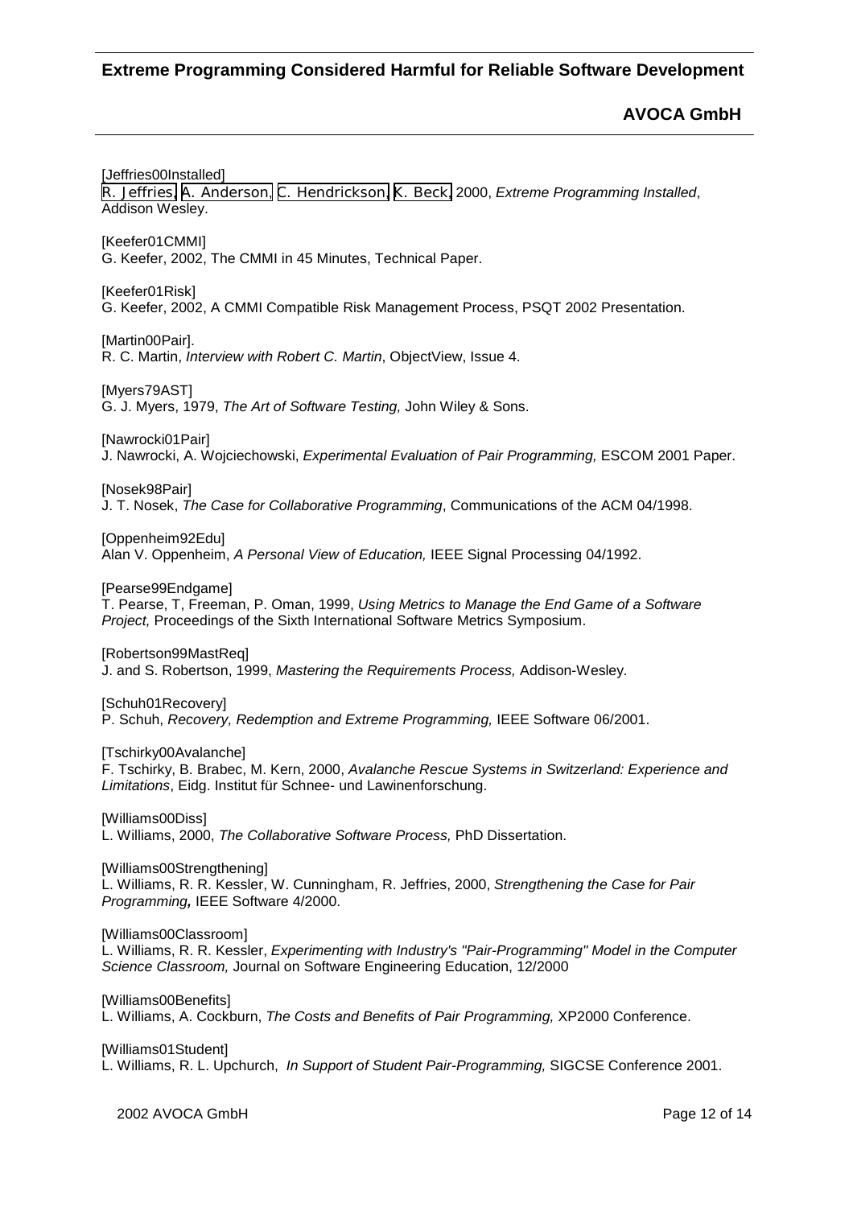[Jeffries00Installed]
R. Jeffries, A. Anderson, C. Hendrickson, K. Beck, 2000, *Extreme Programming Installed*, Addison Wesley.

[Keefer01CMMI]
G. Keefer, 2002, The CMMI in 45 Minutes, Technical Paper.

[Keefer01Risk]
G. Keefer, 2002, A CMMI Compatible Risk Management Process, PSQT 2002 Presentation.

[Martin00Pair].
R. C. Martin, *Interview with Robert C. Martin*, ObjectView, Issue 4.

[Myers79AST]
G. J. Myers, 1979, *The Art of Software Testing,* John Wiley & Sons.

[Nawrocki01Pair]
J. Nawrocki, A. Wojciechowski, *Experimental Evaluation of Pair Programming,* ESCOM 2001 Paper.

[Nosek98Pair]
J. T. Nosek, *The Case for Collaborative Programming*, Communications of the ACM 04/1998.

[Oppenheim92Edu]
Alan V. Oppenheim, *A Personal View of Education,* IEEE Signal Processing 04/1992.

[Pearse99Endgame]
T. Pearse, T, Freeman, P. Oman, 1999, *Using Metrics to Manage the End Game of a Software Project,* Proceedings of the Sixth International Software Metrics Symposium.

[Robertson99MastReq]
J. and S. Robertson, 1999, *Mastering the Requirements Process,* Addison-Wesley.

[Schuh01Recovery]
P. Schuh, *Recovery, Redemption and Extreme Programming,* IEEE Software 06/2001.

[Tschirky00Avalanche]
F. Tschirky, B. Brabec, M. Kern, 2000, *Avalanche Rescue Systems in Switzerland: Experience and Limitations*, Eidg. Institut für Schnee- und Lawinenforschung.

[Williams00Diss]
L. Williams, 2000, *The Collaborative Software Process,* PhD Dissertation.

[Williams00Strengthening]
L. Williams, R. R. Kessler, W. Cunningham, R. Jeffries, 2000, *Strengthening the Case for Pair Programming***,** IEEE Software 4/2000.

[Williams00Classroom]
L. Williams, R. R. Kessler, *Experimenting with Industry's "Pair-Programming" Model in the Computer Science Classroom,* Journal on Software Engineering Education, 12/2000

[Williams00Benefits]
L. Williams, A. Cockburn, *The Costs and Benefits of Pair Programming,* XP2000 Conference.

[Williams01Student]
L. Williams, R. L. Upchurch, *In Support of Student Pair-Programming,* SIGCSE Conference 2001.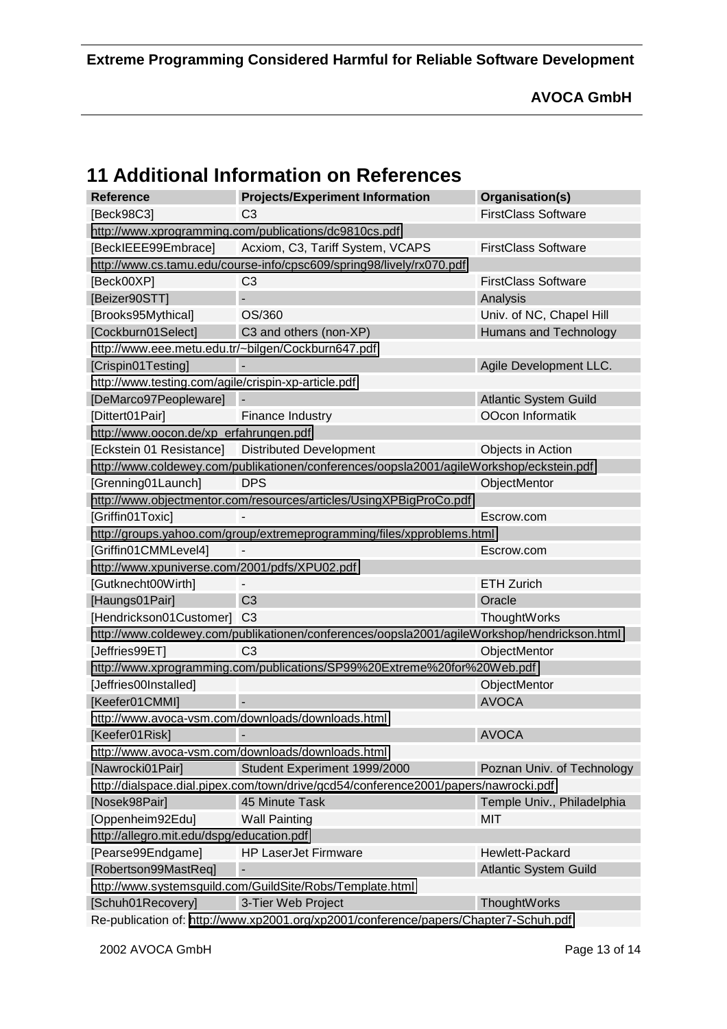# 11 Additional Information on References

| Reference | Projects/Experiment Information | Organisation(s) |
|---|---|---|
| [Beck98C3] | C3 | FirstClass Software |
| http://www.xprogramming.com/publications/dc9810cs.pdf | | |
| [BeckIEEE99Embrace] | Acxiom, C3, Tariff System, VCAPS | FirstClass Software |
| http://www.cs.tamu.edu/course-info/cpsc609/spring98/lively/rx070.pdf | | |
| [Beck00XP] | C3 | FirstClass Software |
| [Beizer90STT] | - | Analysis |
| [Brooks95Mythical] | OS/360 | Univ. of NC, Chapel Hill |
| [Cockburn01Select] | C3 and others (non-XP) | Humans and Technology |
| http://www.eee.metu.edu.tr/~bilgen/Cockburn647.pdf | | |
| [Crispin01Testing] | - | Agile Development LLC. |
| http://www.testing.com/agile/crispin-xp-article.pdf | | |
| [DeMarco97Peopleware] | - | Atlantic System Guild |
| [Dittert01Pair] | Finance Industry | OOcon Informatik |
| http://www.oocon.de/xp_erfahrungen.pdf | | |
| [Eckstein 01 Resistance] | Distributed Development | Objects in Action |
| http://www.coldewey.com/publikationen/conferences/oopsla2001/agileWorkshop/eckstein.pdf | | |
| [Grenning01Launch] | DPS | ObjectMentor |
| http://www.objectmentor.com/resources/articles/UsingXPBigProCo.pdf | | |
| [Griffin01Toxic] | - | Escrow.com |
| http://groups.yahoo.com/group/extremeprogramming/files/xpproblems.html | | |
| [Griffin01CMMLevel4] | - | Escrow.com |
| http://www.xpuniverse.com/2001/pdfs/XPU02.pdf | | |
| [Gutknecht00Wirth] | - | ETH Zurich |
| [Haungs01Pair] | C3 | Oracle |
| [Hendrickson01Customer] | C3 | ThoughtWorks |
| http://www.coldewey.com/publikationen/conferences/oopsla2001/agileWorkshop/hendrickson.html | | |
| [Jeffries99ET] | C3 | ObjectMentor |
| http://www.xprogramming.com/publications/SP99%20Extreme%20for%20Web.pdf | | |
| [Jeffries00Installed] | | ObjectMentor |
| [Keefer01CMMI] | - | AVOCA |
| http://www.avoca-vsm.com/downloads/downloads.html | | |
| [Keefer01Risk] | - | AVOCA |
| http://www.avoca-vsm.com/downloads/downloads.html | | |
| [Nawrocki01Pair] | Student Experiment 1999/2000 | Poznan Univ. of Technology |
| http://dialspace.dial.pipex.com/town/drive/gcd54/conference2001/papers/nawrocki.pdf | | |
| [Nosek98Pair] | 45 Minute Task | Temple Univ., Philadelphia |
| [Oppenheim92Edu] | Wall Painting | MIT |
| http://allegro.mit.edu/dspg/education.pdf | | |
| [Pearse99Endgame] | HP LaserJet Firmware | Hewlett-Packard |
| [Robertson99MastReq] | - | Atlantic System Guild |
| http://www.systemsguild.com/GuildSite/Robs/Template.html | | |
| [Schuh01Recovery] | 3-Tier Web Project | ThoughtWorks |
| Re-publication of: http://www.xp2001.org/xp2001/conference/papers/Chapter7-Schuh.pdf | | |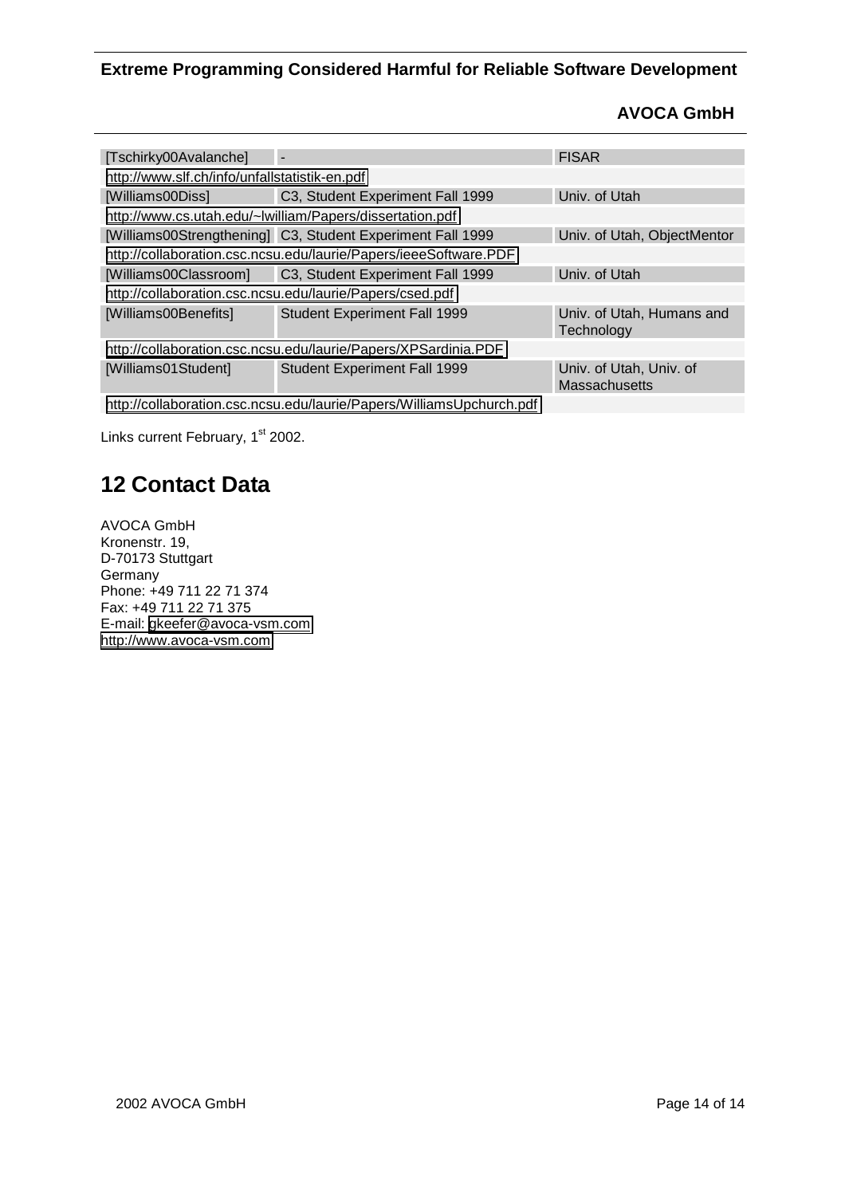| | | |
|---|---|---|
| [Tschirky00Avalanche] | - | FISAR |
| http://www.slf.ch/info/unfallstatistik-en.pdf | | |
| [Williams00Diss] | C3, Student Experiment Fall 1999 | Univ. of Utah |
| http://www.cs.utah.edu/~lwilliam/Papers/dissertation.pdf | | |
| [Williams00Strengthening] | C3, Student Experiment Fall 1999 | Univ. of Utah, ObjectMentor |
| http://collaboration.csc.ncsu.edu/laurie/Papers/ieeeSoftware.PDF | | |
| [Williams00Classroom] | C3, Student Experiment Fall 1999 | Univ. of Utah |
| http://collaboration.csc.ncsu.edu/laurie/Papers/csed.pdf | | |
| [Williams00Benefits] | Student Experiment Fall 1999 | Univ. of Utah, Humans and Technology |
| http://collaboration.csc.ncsu.edu/laurie/Papers/XPSardinia.PDF | | |
| [Williams01Student] | Student Experiment Fall 1999 | Univ. of Utah, Univ. of Massachusetts |
| http://collaboration.csc.ncsu.edu/laurie/Papers/WilliamsUpchurch.pdf | | |

Links current February, 1st 2002.

# 12 Contact Data

AVOCA GmbH
Kronenstr. 19,
D-70173 Stuttgart
Germany
Phone: +49 711 22 71 374
Fax: +49 711 22 71 375
E-mail: gkeefer@avoca-vsm.com
http://www.avoca-vsm.com